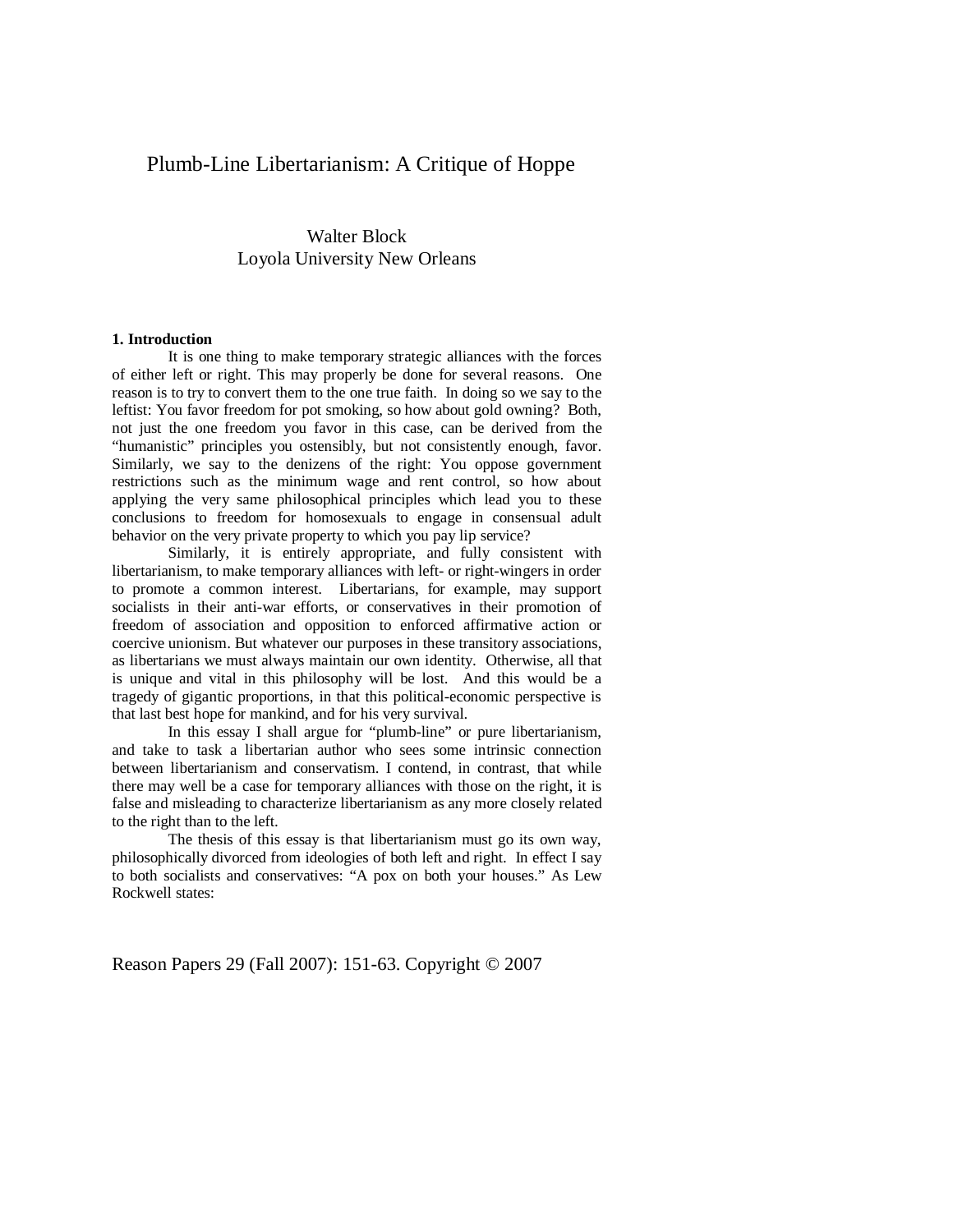# Plumb-Line Libertarianism: A Critique of Hoppe

Walter Block
Loyola University New Orleans

## 1. Introduction

It is one thing to make temporary strategic alliances with the forces of either left or right. This may properly be done for several reasons. One reason is to try to convert them to the one true faith. In doing so we say to the leftist: You favor freedom for pot smoking, so how about gold owning? Both, not just the one freedom you favor in this case, can be derived from the "humanistic" principles you ostensibly, but not consistently enough, favor. Similarly, we say to the denizens of the right: You oppose government restrictions such as the minimum wage and rent control, so how about applying the very same philosophical principles which lead you to these conclusions to freedom for homosexuals to engage in consensual adult behavior on the very private property to which you pay lip service?

Similarly, it is entirely appropriate, and fully consistent with libertarianism, to make temporary alliances with left- or right-wingers in order to promote a common interest. Libertarians, for example, may support socialists in their anti-war efforts, or conservatives in their promotion of freedom of association and opposition to enforced affirmative action or coercive unionism. But whatever our purposes in these transitory associations, as libertarians we must always maintain our own identity. Otherwise, all that is unique and vital in this philosophy will be lost. And this would be a tragedy of gigantic proportions, in that this political-economic perspective is that last best hope for mankind, and for his very survival.

In this essay I shall argue for "plumb-line" or pure libertarianism, and take to task a libertarian author who sees some intrinsic connection between libertarianism and conservatism. I contend, in contrast, that while there may well be a case for temporary alliances with those on the right, it is false and misleading to characterize libertarianism as any more closely related to the right than to the left.

The thesis of this essay is that libertarianism must go its own way, philosophically divorced from ideologies of both left and right. In effect I say to both socialists and conservatives: "A pox on both your houses." As Lew Rockwell states:

Reason Papers 29 (Fall 2007): 151-63. Copyright © 2007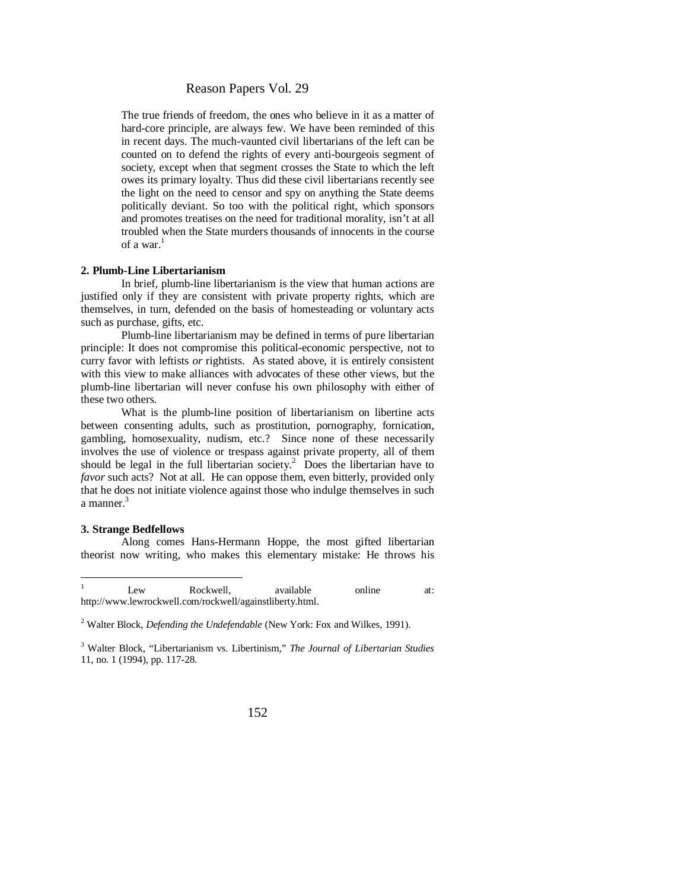> The true friends of freedom, the ones who believe in it as a matter of hard-core principle, are always few. We have been reminded of this in recent days. The much-vaunted civil libertarians of the left can be counted on to defend the rights of every anti-bourgeois segment of society, except when that segment crosses the State to which the left owes its primary loyalty. Thus did these civil libertarians recently see the light on the need to censor and spy on anything the State deems politically deviant. So too with the political right, which sponsors and promotes treatises on the need for traditional morality, isn't at all troubled when the State murders thousands of innocents in the course of a war.[1]

**2. Plumb-Line Libertarianism**

In brief, plumb-line libertarianism is the view that human actions are justified only if they are consistent with private property rights, which are themselves, in turn, defended on the basis of homesteading or voluntary acts such as purchase, gifts, etc.

Plumb-line libertarianism may be defined in terms of pure libertarian principle: It does not compromise this political-economic perspective, not to curry favor with leftists *or* rightists. As stated above, it is entirely consistent with this view to make alliances with advocates of these other views, but the plumb-line libertarian will never confuse his own philosophy with either of these two others.

What is the plumb-line position of libertarianism on libertine acts between consenting adults, such as prostitution, pornography, fornication, gambling, homosexuality, nudism, etc.? Since none of these necessarily involves the use of violence or trespass against private property, all of them should be legal in the full libertarian society.[2] Does the libertarian have to *favor* such acts? Not at all. He can oppose them, even bitterly, provided only that he does not initiate violence against those who indulge themselves in such a manner.[3]

**3. Strange Bedfellows**

Along comes Hans-Hermann Hoppe, the most gifted libertarian theorist now writing, who makes this elementary mistake: He throws his

---

[1] Lew Rockwell, available online at: http://www.lewrockwell.com/rockwell/againstliberty.html.

[2] Walter Block, *Defending the Undefendable* (New York: Fox and Wilkes, 1991).

[3] Walter Block, "Libertarianism vs. Libertinism," *The Journal of Libertarian Studies* 11, no. 1 (1994), pp. 117-28.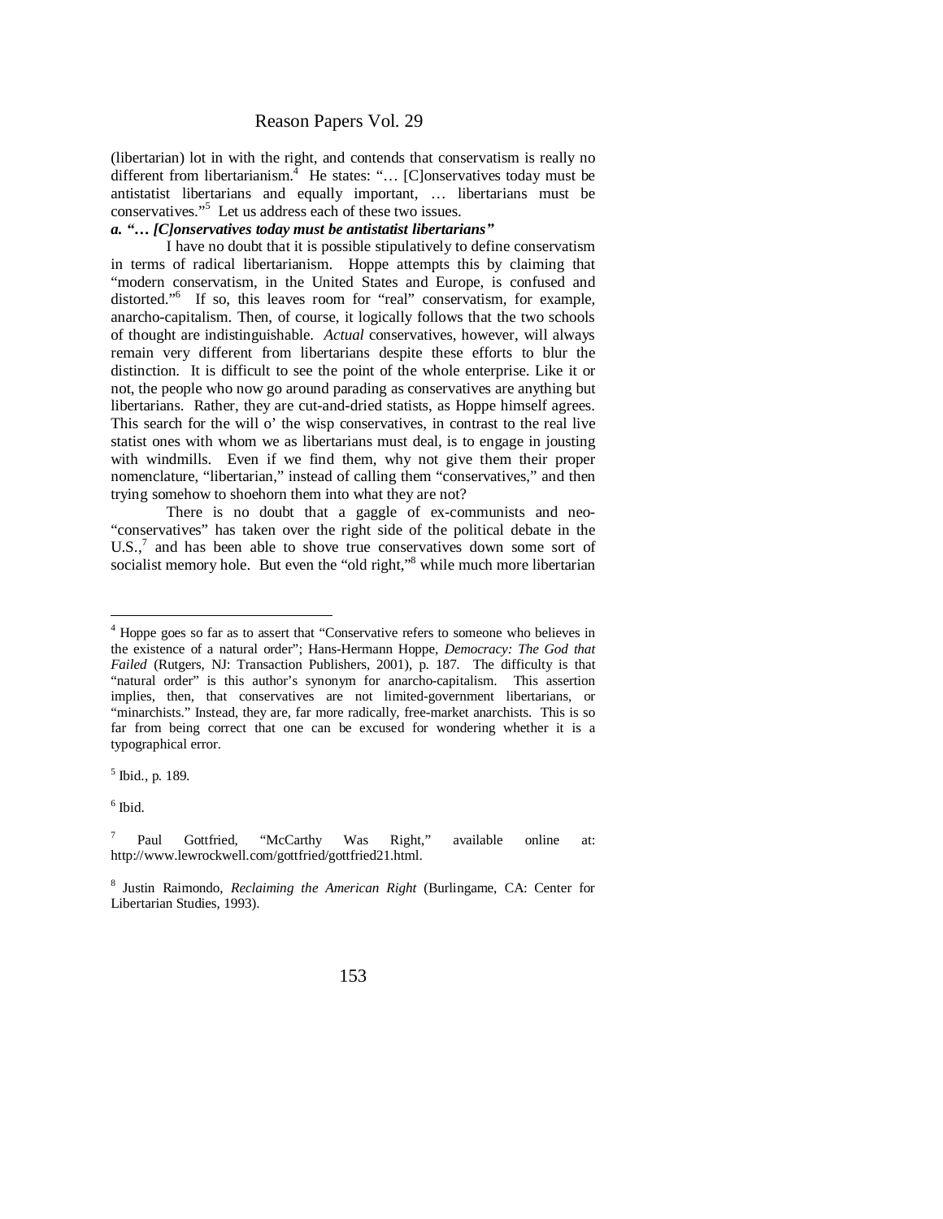(libertarian) lot in with the right, and contends that conservatism is really no different from libertarianism.[4] He states: "… [C]onservatives today must be antistatist libertarians and equally important, … libertarians must be conservatives."[5] Let us address each of these two issues.

***a. "… [C]onservatives today must be antistatist libertarians"***

I have no doubt that it is possible stipulatively to define conservatism in terms of radical libertarianism. Hoppe attempts this by claiming that "modern conservatism, in the United States and Europe, is confused and distorted."[6] If so, this leaves room for "real" conservatism, for example, anarcho-capitalism. Then, of course, it logically follows that the two schools of thought are indistinguishable. *Actual* conservatives, however, will always remain very different from libertarians despite these efforts to blur the distinction. It is difficult to see the point of the whole enterprise. Like it or not, the people who now go around parading as conservatives are anything but libertarians. Rather, they are cut-and-dried statists, as Hoppe himself agrees. This search for the will o' the wisp conservatives, in contrast to the real live statist ones with whom we as libertarians must deal, is to engage in jousting with windmills. Even if we find them, why not give them their proper nomenclature, "libertarian," instead of calling them "conservatives," and then trying somehow to shoehorn them into what they are not?

There is no doubt that a gaggle of ex-communists and neo-"conservatives" has taken over the right side of the political debate in the U.S.,[7] and has been able to shove true conservatives down some sort of socialist memory hole. But even the "old right,"[8] while much more libertarian

---

[4] Hoppe goes so far as to assert that "Conservative refers to someone who believes in the existence of a natural order"; Hans-Hermann Hoppe, *Democracy: The God that Failed* (Rutgers, NJ: Transaction Publishers, 2001), p. 187. The difficulty is that "natural order" is this author's synonym for anarcho-capitalism. This assertion implies, then, that conservatives are not limited-government libertarians, or "minarchists." Instead, they are, far more radically, free-market anarchists. This is so far from being correct that one can be excused for wondering whether it is a typographical error.

[5] Ibid., p. 189.

[6] Ibid.

[7] Paul Gottfried, "McCarthy Was Right," available online at: http://www.lewrockwell.com/gottfried/gottfried21.html.

[8] Justin Raimondo, *Reclaiming the American Right* (Burlingame, CA: Center for Libertarian Studies, 1993).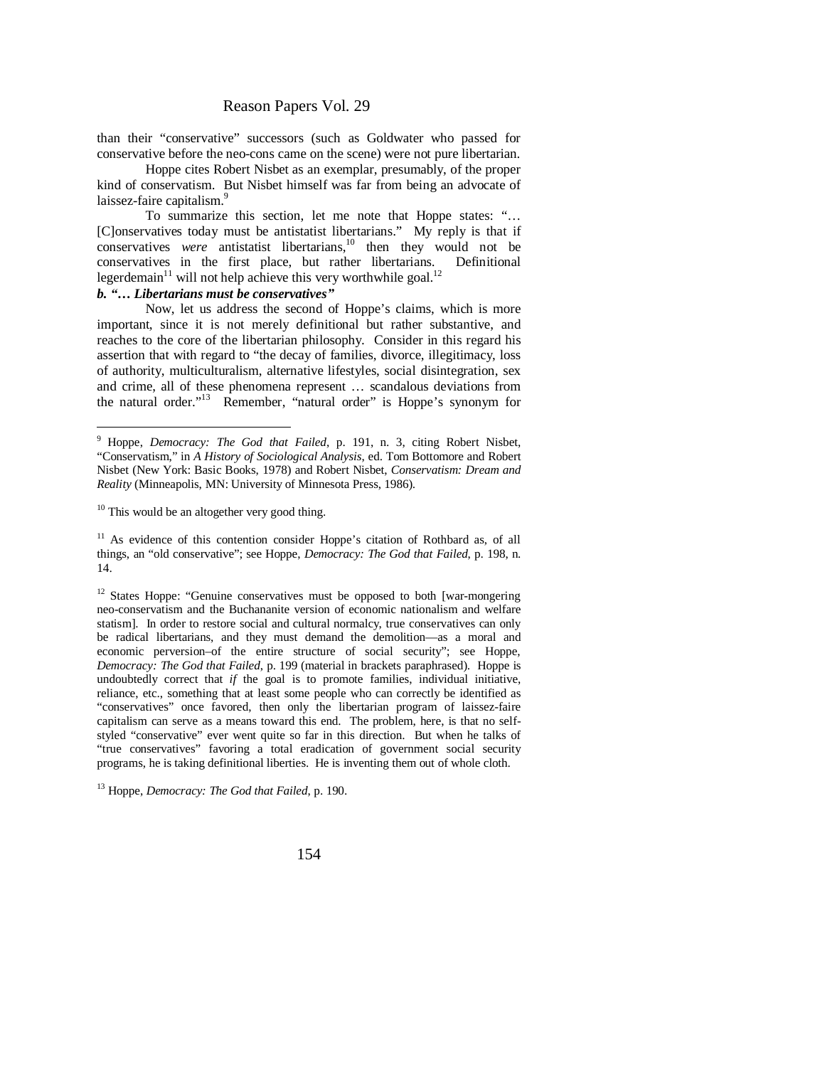than their "conservative" successors (such as Goldwater who passed for conservative before the neo-cons came on the scene) were not pure libertarian.

Hoppe cites Robert Nisbet as an exemplar, presumably, of the proper kind of conservatism. But Nisbet himself was far from being an advocate of laissez-faire capitalism.[9]

To summarize this section, let me note that Hoppe states: "… [C]onservatives today must be antistatist libertarians." My reply is that if conservatives *were* antistatist libertarians,[10] then they would not be conservatives in the first place, but rather libertarians. Definitional legerdemain[11] will not help achieve this very worthwhile goal.[12]

***b. "… Libertarians must be conservatives"***

Now, let us address the second of Hoppe's claims, which is more important, since it is not merely definitional but rather substantive, and reaches to the core of the libertarian philosophy. Consider in this regard his assertion that with regard to "the decay of families, divorce, illegitimacy, loss of authority, multiculturalism, alternative lifestyles, social disintegration, sex and crime, all of these phenomena represent … scandalous deviations from the natural order."[13] Remember, "natural order" is Hoppe's synonym for

---

[9] Hoppe, *Democracy: The God that Failed*, p. 191, n. 3, citing Robert Nisbet, "Conservatism," in *A History of Sociological Analysis*, ed. Tom Bottomore and Robert Nisbet (New York: Basic Books, 1978) and Robert Nisbet, *Conservatism: Dream and Reality* (Minneapolis, MN: University of Minnesota Press, 1986).

[10] This would be an altogether very good thing.

[11] As evidence of this contention consider Hoppe's citation of Rothbard as, of all things, an "old conservative"; see Hoppe, *Democracy: The God that Failed*, p. 198, n. 14.

[12] States Hoppe: "Genuine conservatives must be opposed to both [war-mongering neo-conservatism and the Buchananite version of economic nationalism and welfare statism]. In order to restore social and cultural normalcy, true conservatives can only be radical libertarians, and they must demand the demolition—as a moral and economic perversion–of the entire structure of social security"; see Hoppe, *Democracy: The God that Failed*, p. 199 (material in brackets paraphrased). Hoppe is undoubtedly correct that *if* the goal is to promote families, individual initiative, reliance, etc., something that at least some people who can correctly be identified as "conservatives" once favored, then only the libertarian program of laissez-faire capitalism can serve as a means toward this end. The problem, here, is that no self-styled "conservative" ever went quite so far in this direction. But when he talks of "true conservatives" favoring a total eradication of government social security programs, he is taking definitional liberties. He is inventing them out of whole cloth.

[13] Hoppe, *Democracy: The God that Failed*, p. 190.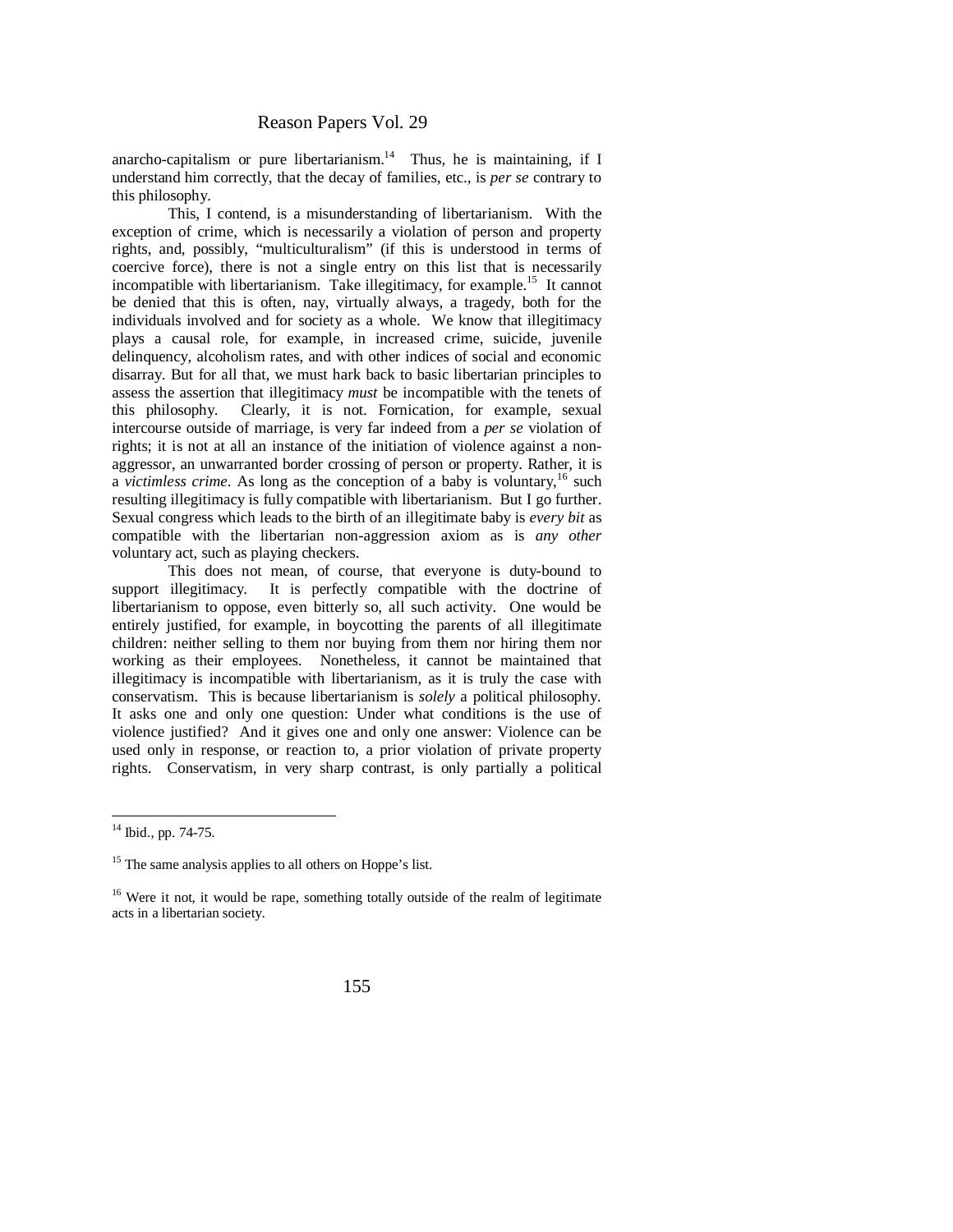anarcho-capitalism or pure libertarianism.[14] Thus, he is maintaining, if I understand him correctly, that the decay of families, etc., is *per se* contrary to this philosophy.

This, I contend, is a misunderstanding of libertarianism. With the exception of crime, which is necessarily a violation of person and property rights, and, possibly, "multiculturalism" (if this is understood in terms of coercive force), there is not a single entry on this list that is necessarily incompatible with libertarianism. Take illegitimacy, for example.[15] It cannot be denied that this is often, nay, virtually always, a tragedy, both for the individuals involved and for society as a whole. We know that illegitimacy plays a causal role, for example, in increased crime, suicide, juvenile delinquency, alcoholism rates, and with other indices of social and economic disarray. But for all that, we must hark back to basic libertarian principles to assess the assertion that illegitimacy *must* be incompatible with the tenets of this philosophy. Clearly, it is not. Fornication, for example, sexual intercourse outside of marriage, is very far indeed from a *per se* violation of rights; it is not at all an instance of the initiation of violence against a non-aggressor, an unwarranted border crossing of person or property. Rather, it is a *victimless crime*. As long as the conception of a baby is voluntary,[16] such resulting illegitimacy is fully compatible with libertarianism. But I go further. Sexual congress which leads to the birth of an illegitimate baby is *every bit* as compatible with the libertarian non-aggression axiom as is *any other* voluntary act, such as playing checkers.

This does not mean, of course, that everyone is duty-bound to support illegitimacy. It is perfectly compatible with the doctrine of libertarianism to oppose, even bitterly so, all such activity. One would be entirely justified, for example, in boycotting the parents of all illegitimate children: neither selling to them nor buying from them nor hiring them nor working as their employees. Nonetheless, it cannot be maintained that illegitimacy is incompatible with libertarianism, as it is truly the case with conservatism. This is because libertarianism is *solely* a political philosophy. It asks one and only one question: Under what conditions is the use of violence justified? And it gives one and only one answer: Violence can be used only in response, or reaction to, a prior violation of private property rights. Conservatism, in very sharp contrast, is only partially a political

---

[14] Ibid., pp. 74-75.

[15] The same analysis applies to all others on Hoppe's list.

[16] Were it not, it would be rape, something totally outside of the realm of legitimate acts in a libertarian society.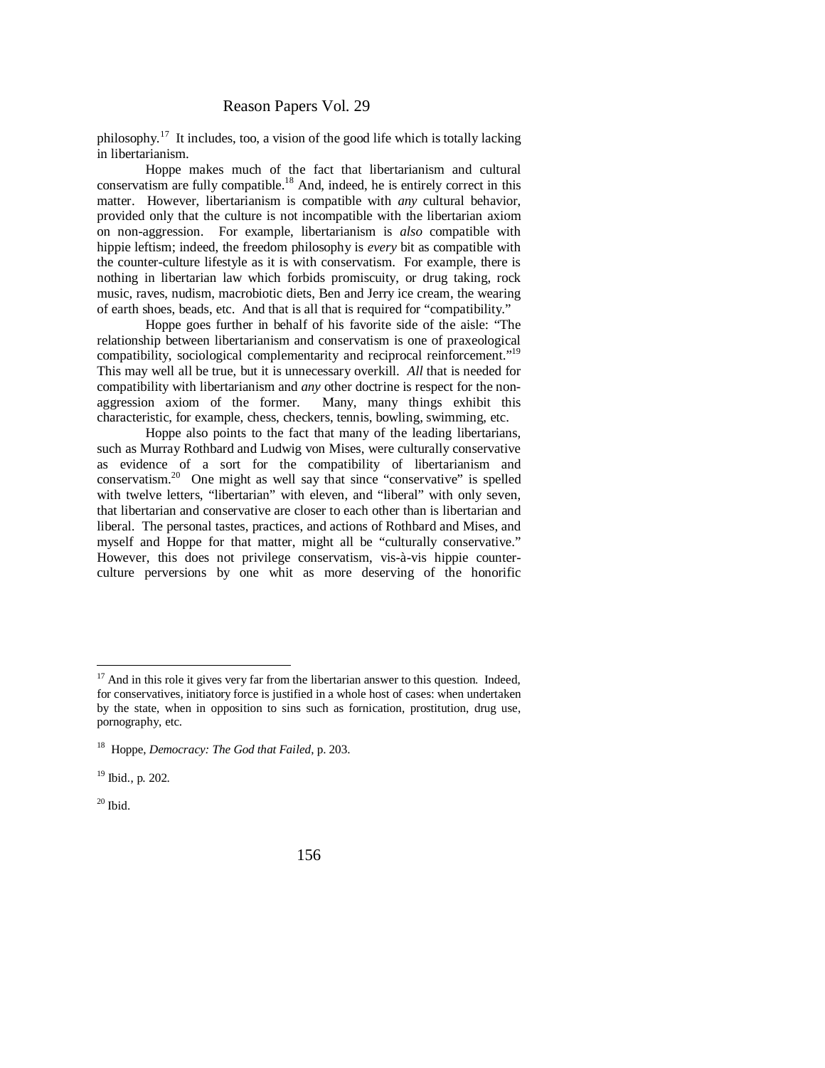philosophy.[17] It includes, too, a vision of the good life which is totally lacking in libertarianism.

Hoppe makes much of the fact that libertarianism and cultural conservatism are fully compatible.[18] And, indeed, he is entirely correct in this matter. However, libertarianism is compatible with *any* cultural behavior, provided only that the culture is not incompatible with the libertarian axiom on non-aggression. For example, libertarianism is *also* compatible with hippie leftism; indeed, the freedom philosophy is *every* bit as compatible with the counter-culture lifestyle as it is with conservatism. For example, there is nothing in libertarian law which forbids promiscuity, or drug taking, rock music, raves, nudism, macrobiotic diets, Ben and Jerry ice cream, the wearing of earth shoes, beads, etc. And that is all that is required for "compatibility."

Hoppe goes further in behalf of his favorite side of the aisle: "The relationship between libertarianism and conservatism is one of praxeological compatibility, sociological complementarity and reciprocal reinforcement."[19] This may well all be true, but it is unnecessary overkill. *All* that is needed for compatibility with libertarianism and *any* other doctrine is respect for the non-aggression axiom of the former. Many, many things exhibit this characteristic, for example, chess, checkers, tennis, bowling, swimming, etc.

Hoppe also points to the fact that many of the leading libertarians, such as Murray Rothbard and Ludwig von Mises, were culturally conservative as evidence of a sort for the compatibility of libertarianism and conservatism.[20] One might as well say that since "conservative" is spelled with twelve letters, "libertarian" with eleven, and "liberal" with only seven, that libertarian and conservative are closer to each other than is libertarian and liberal. The personal tastes, practices, and actions of Rothbard and Mises, and myself and Hoppe for that matter, might all be "culturally conservative." However, this does not privilege conservatism, vis-à-vis hippie counter-culture perversions by one whit as more deserving of the honorific

---

[17] And in this role it gives very far from the libertarian answer to this question. Indeed, for conservatives, initiatory force is justified in a whole host of cases: when undertaken by the state, when in opposition to sins such as fornication, prostitution, drug use, pornography, etc.

[18] Hoppe, *Democracy: The God that Failed*, p. 203.

[19] Ibid., p. 202.

[20] Ibid.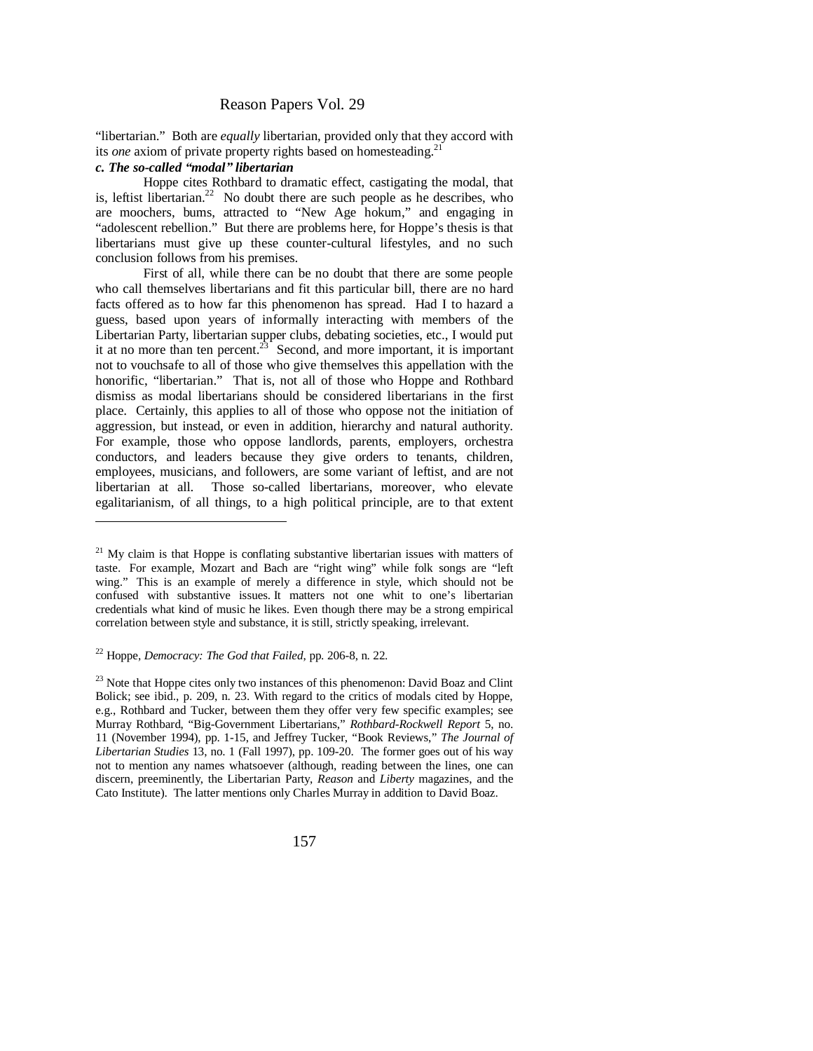"libertarian." Both are *equally* libertarian, provided only that they accord with its *one* axiom of private property rights based on homesteading.[21]

***c. The so-called "modal" libertarian***

Hoppe cites Rothbard to dramatic effect, castigating the modal, that is, leftist libertarian.[22] No doubt there are such people as he describes, who are moochers, bums, attracted to "New Age hokum," and engaging in "adolescent rebellion." But there are problems here, for Hoppe's thesis is that libertarians must give up these counter-cultural lifestyles, and no such conclusion follows from his premises.

First of all, while there can be no doubt that there are some people who call themselves libertarians and fit this particular bill, there are no hard facts offered as to how far this phenomenon has spread. Had I to hazard a guess, based upon years of informally interacting with members of the Libertarian Party, libertarian supper clubs, debating societies, etc., I would put it at no more than ten percent.[23] Second, and more important, it is important not to vouchsafe to all of those who give themselves this appellation with the honorific, "libertarian." That is, not all of those who Hoppe and Rothbard dismiss as modal libertarians should be considered libertarians in the first place. Certainly, this applies to all of those who oppose not the initiation of aggression, but instead, or even in addition, hierarchy and natural authority. For example, those who oppose landlords, parents, employers, orchestra conductors, and leaders because they give orders to tenants, children, employees, musicians, and followers, are some variant of leftist, and are not libertarian at all. Those so-called libertarians, moreover, who elevate egalitarianism, of all things, to a high political principle, are to that extent

---

[21] My claim is that Hoppe is conflating substantive libertarian issues with matters of taste. For example, Mozart and Bach are "right wing" while folk songs are "left wing." This is an example of merely a difference in style, which should not be confused with substantive issues. It matters not one whit to one's libertarian credentials what kind of music he likes. Even though there may be a strong empirical correlation between style and substance, it is still, strictly speaking, irrelevant.

[22] Hoppe, *Democracy: The God that Failed*, pp. 206-8, n. 22.

[23] Note that Hoppe cites only two instances of this phenomenon: David Boaz and Clint Bolick; see ibid., p. 209, n. 23. With regard to the critics of modals cited by Hoppe, e.g., Rothbard and Tucker, between them they offer very few specific examples; see Murray Rothbard, "Big-Government Libertarians," *Rothbard-Rockwell Report* 5, no. 11 (November 1994), pp. 1-15, and Jeffrey Tucker, "Book Reviews," *The Journal of Libertarian Studies* 13, no. 1 (Fall 1997), pp. 109-20. The former goes out of his way not to mention any names whatsoever (although, reading between the lines, one can discern, preeminently, the Libertarian Party, *Reason* and *Liberty* magazines, and the Cato Institute). The latter mentions only Charles Murray in addition to David Boaz.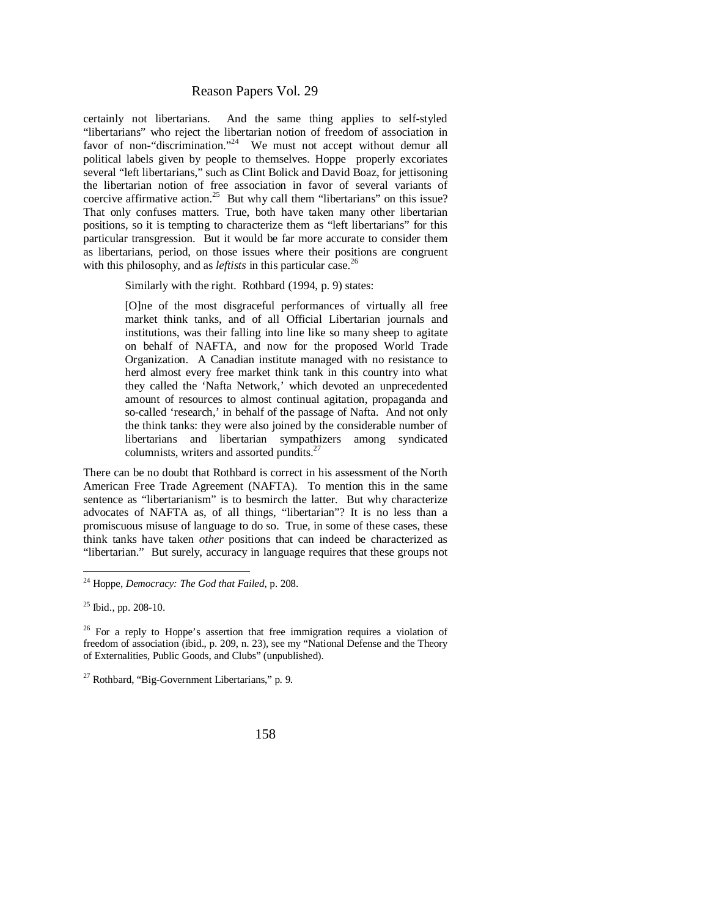certainly not libertarians. And the same thing applies to self-styled "libertarians" who reject the libertarian notion of freedom of association in favor of non-"discrimination."[24] We must not accept without demur all political labels given by people to themselves. Hoppe properly excoriates several "left libertarians," such as Clint Bolick and David Boaz, for jettisoning the libertarian notion of free association in favor of several variants of coercive affirmative action.[25] But why call them "libertarians" on this issue? That only confuses matters. True, both have taken many other libertarian positions, so it is tempting to characterize them as "left libertarians" for this particular transgression. But it would be far more accurate to consider them as libertarians, period, on those issues where their positions are congruent with this philosophy, and as *leftists* in this particular case.[26]

Similarly with the right. Rothbard (1994, p. 9) states:

> [O]ne of the most disgraceful performances of virtually all free market think tanks, and of all Official Libertarian journals and institutions, was their falling into line like so many sheep to agitate on behalf of NAFTA, and now for the proposed World Trade Organization. A Canadian institute managed with no resistance to herd almost every free market think tank in this country into what they called the 'Nafta Network,' which devoted an unprecedented amount of resources to almost continual agitation, propaganda and so-called 'research,' in behalf of the passage of Nafta. And not only the think tanks: they were also joined by the considerable number of libertarians and libertarian sympathizers among syndicated columnists, writers and assorted pundits.[27]

There can be no doubt that Rothbard is correct in his assessment of the North American Free Trade Agreement (NAFTA). To mention this in the same sentence as "libertarianism" is to besmirch the latter. But why characterize advocates of NAFTA as, of all things, "libertarian"? It is no less than a promiscuous misuse of language to do so. True, in some of these cases, these think tanks have taken *other* positions that can indeed be characterized as "libertarian." But surely, accuracy in language requires that these groups not

---

[24] Hoppe, *Democracy: The God that Failed*, p. 208.

[25] Ibid., pp. 208-10.

[26] For a reply to Hoppe's assertion that free immigration requires a violation of freedom of association (ibid., p. 209, n. 23), see my "National Defense and the Theory of Externalities, Public Goods, and Clubs" (unpublished).

[27] Rothbard, "Big-Government Libertarians," p. 9.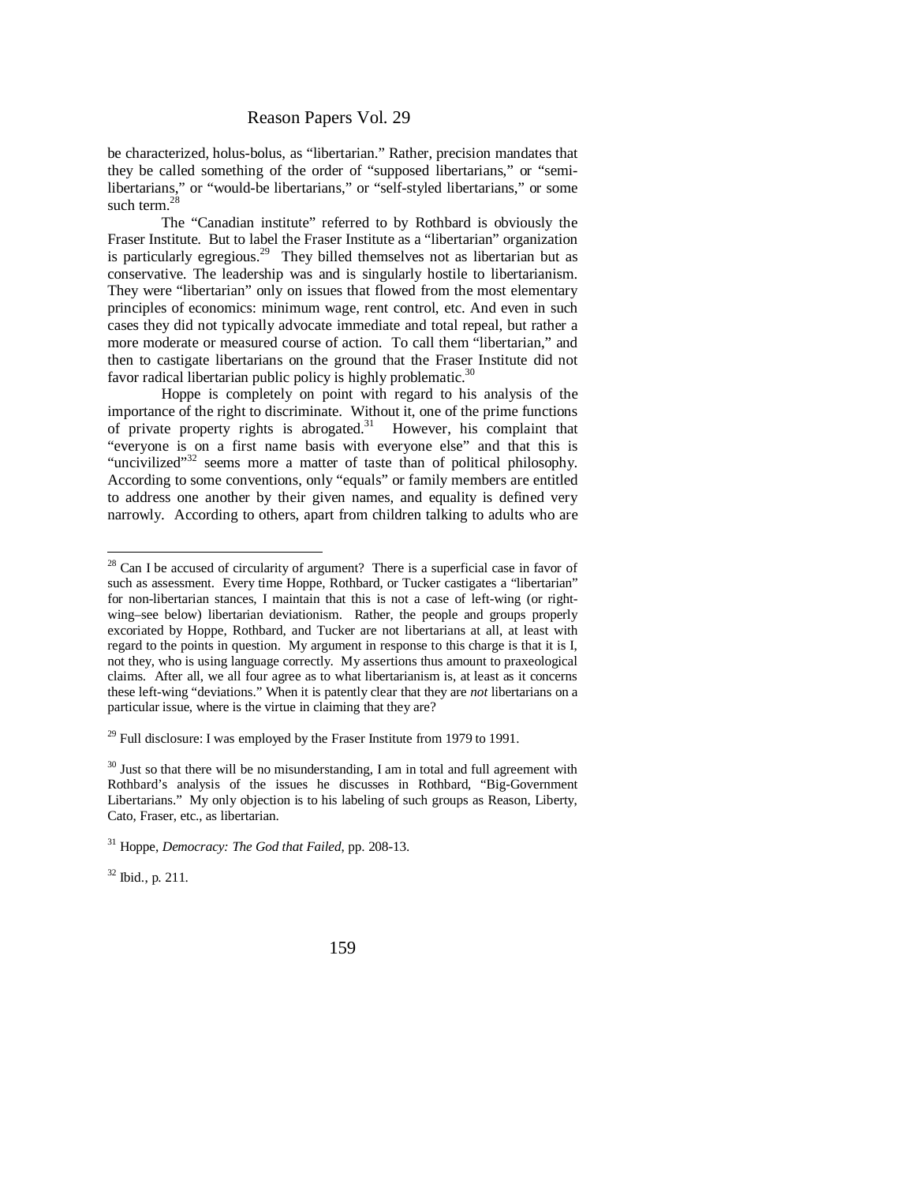be characterized, holus-bolus, as "libertarian." Rather, precision mandates that they be called something of the order of "supposed libertarians," or "semi-libertarians," or "would-be libertarians," or "self-styled libertarians," or some such term.[28]

The "Canadian institute" referred to by Rothbard is obviously the Fraser Institute. But to label the Fraser Institute as a "libertarian" organization is particularly egregious.[29] They billed themselves not as libertarian but as conservative. The leadership was and is singularly hostile to libertarianism. They were "libertarian" only on issues that flowed from the most elementary principles of economics: minimum wage, rent control, etc. And even in such cases they did not typically advocate immediate and total repeal, but rather a more moderate or measured course of action. To call them "libertarian," and then to castigate libertarians on the ground that the Fraser Institute did not favor radical libertarian public policy is highly problematic.[30]

Hoppe is completely on point with regard to his analysis of the importance of the right to discriminate. Without it, one of the prime functions of private property rights is abrogated.[31] However, his complaint that "everyone is on a first name basis with everyone else" and that this is "uncivilized"[32] seems more a matter of taste than of political philosophy. According to some conventions, only "equals" or family members are entitled to address one another by their given names, and equality is defined very narrowly. According to others, apart from children talking to adults who are

---

[28] Can I be accused of circularity of argument? There is a superficial case in favor of such as assessment. Every time Hoppe, Rothbard, or Tucker castigates a "libertarian" for non-libertarian stances, I maintain that this is not a case of left-wing (or right-wing–see below) libertarian deviationism. Rather, the people and groups properly excoriated by Hoppe, Rothbard, and Tucker are not libertarians at all, at least with regard to the points in question. My argument in response to this charge is that it is I, not they, who is using language correctly. My assertions thus amount to praxeological claims. After all, we all four agree as to what libertarianism is, at least as it concerns these left-wing "deviations." When it is patently clear that they are *not* libertarians on a particular issue, where is the virtue in claiming that they are?

[29] Full disclosure: I was employed by the Fraser Institute from 1979 to 1991.

[30] Just so that there will be no misunderstanding, I am in total and full agreement with Rothbard's analysis of the issues he discusses in Rothbard, "Big-Government Libertarians." My only objection is to his labeling of such groups as Reason, Liberty, Cato, Fraser, etc., as libertarian.

[31] Hoppe, *Democracy: The God that Failed*, pp. 208-13.

[32] Ibid., p. 211.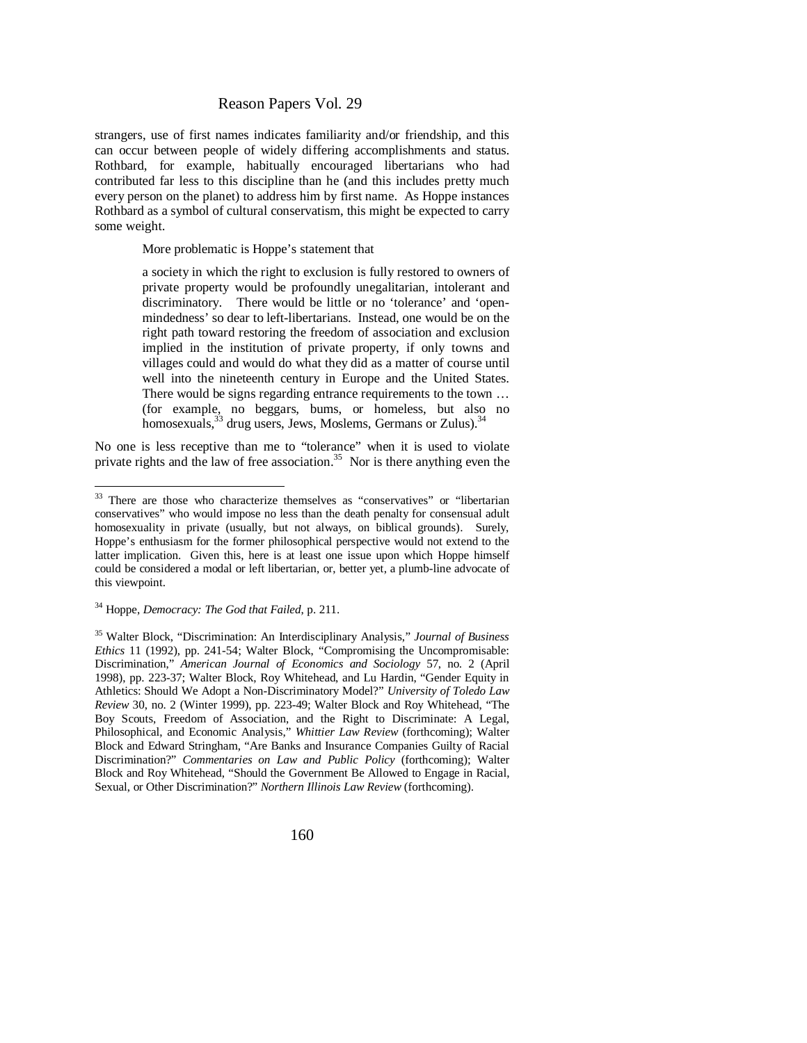strangers, use of first names indicates familiarity and/or friendship, and this can occur between people of widely differing accomplishments and status. Rothbard, for example, habitually encouraged libertarians who had contributed far less to this discipline than he (and this includes pretty much every person on the planet) to address him by first name. As Hoppe instances Rothbard as a symbol of cultural conservatism, this might be expected to carry some weight.

More problematic is Hoppe's statement that

> a society in which the right to exclusion is fully restored to owners of private property would be profoundly unegalitarian, intolerant and discriminatory. There would be little or no 'tolerance' and 'open-mindedness' so dear to left-libertarians. Instead, one would be on the right path toward restoring the freedom of association and exclusion implied in the institution of private property, if only towns and villages could and would do what they did as a matter of course until well into the nineteenth century in Europe and the United States. There would be signs regarding entrance requirements to the town … (for example, no beggars, bums, or homeless, but also no homosexuals,[33] drug users, Jews, Moslems, Germans or Zulus).[34]

No one is less receptive than me to "tolerance" when it is used to violate private rights and the law of free association.[35] Nor is there anything even the

---

[33] There are those who characterize themselves as "conservatives" or "libertarian conservatives" who would impose no less than the death penalty for consensual adult homosexuality in private (usually, but not always, on biblical grounds). Surely, Hoppe's enthusiasm for the former philosophical perspective would not extend to the latter implication. Given this, here is at least one issue upon which Hoppe himself could be considered a modal or left libertarian, or, better yet, a plumb-line advocate of this viewpoint.

[34] Hoppe, *Democracy: The God that Failed*, p. 211.

[35] Walter Block, "Discrimination: An Interdisciplinary Analysis," *Journal of Business Ethics* 11 (1992), pp. 241-54; Walter Block, "Compromising the Uncompromisable: Discrimination," *American Journal of Economics and Sociology* 57, no. 2 (April 1998), pp. 223-37; Walter Block, Roy Whitehead, and Lu Hardin, "Gender Equity in Athletics: Should We Adopt a Non-Discriminatory Model?" *University of Toledo Law Review* 30, no. 2 (Winter 1999), pp. 223-49; Walter Block and Roy Whitehead, "The Boy Scouts, Freedom of Association, and the Right to Discriminate: A Legal, Philosophical, and Economic Analysis," *Whittier Law Review* (forthcoming); Walter Block and Edward Stringham, "Are Banks and Insurance Companies Guilty of Racial Discrimination?" *Commentaries on Law and Public Policy* (forthcoming); Walter Block and Roy Whitehead, "Should the Government Be Allowed to Engage in Racial, Sexual, or Other Discrimination?" *Northern Illinois Law Review* (forthcoming).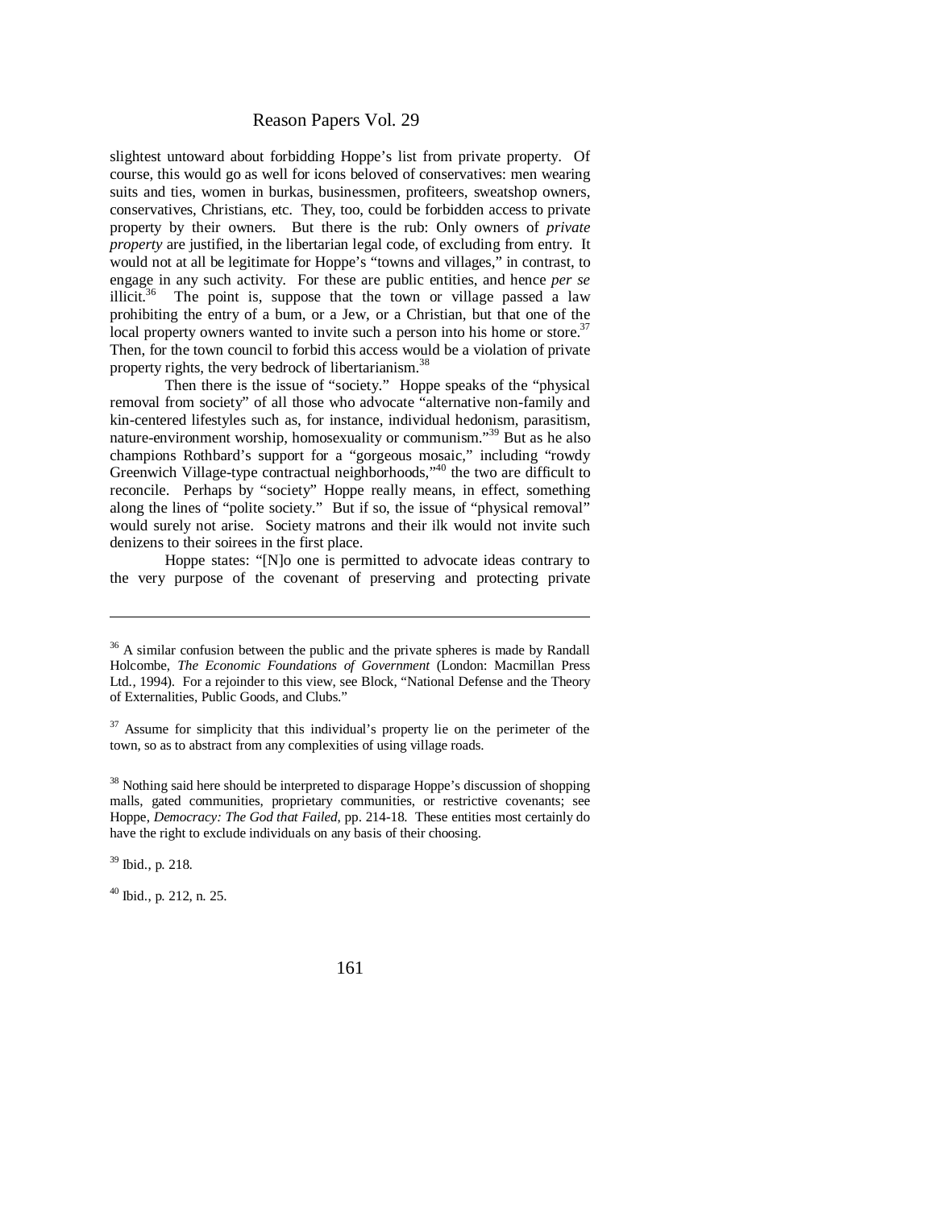slightest untoward about forbidding Hoppe's list from private property. Of course, this would go as well for icons beloved of conservatives: men wearing suits and ties, women in burkas, businessmen, profiteers, sweatshop owners, conservatives, Christians, etc. They, too, could be forbidden access to private property by their owners. But there is the rub: Only owners of *private property* are justified, in the libertarian legal code, of excluding from entry. It would not at all be legitimate for Hoppe's "towns and villages," in contrast, to engage in any such activity. For these are public entities, and hence *per se* illicit.[36] The point is, suppose that the town or village passed a law prohibiting the entry of a bum, or a Jew, or a Christian, but that one of the local property owners wanted to invite such a person into his home or store.[37] Then, for the town council to forbid this access would be a violation of private property rights, the very bedrock of libertarianism.[38]

Then there is the issue of "society." Hoppe speaks of the "physical removal from society" of all those who advocate "alternative non-family and kin-centered lifestyles such as, for instance, individual hedonism, parasitism, nature-environment worship, homosexuality or communism."[39] But as he also champions Rothbard's support for a "gorgeous mosaic," including "rowdy Greenwich Village-type contractual neighborhoods,"[40] the two are difficult to reconcile. Perhaps by "society" Hoppe really means, in effect, something along the lines of "polite society." But if so, the issue of "physical removal" would surely not arise. Society matrons and their ilk would not invite such denizens to their soirees in the first place.

Hoppe states: "[N]o one is permitted to advocate ideas contrary to the very purpose of the covenant of preserving and protecting private

---

[36] A similar confusion between the public and the private spheres is made by Randall Holcombe, *The Economic Foundations of Government* (London: Macmillan Press Ltd., 1994). For a rejoinder to this view, see Block, "National Defense and the Theory of Externalities, Public Goods, and Clubs."

[37] Assume for simplicity that this individual's property lie on the perimeter of the town, so as to abstract from any complexities of using village roads.

[38] Nothing said here should be interpreted to disparage Hoppe's discussion of shopping malls, gated communities, proprietary communities, or restrictive covenants; see Hoppe, *Democracy: The God that Failed*, pp. 214-18. These entities most certainly do have the right to exclude individuals on any basis of their choosing.

[39] Ibid., p. 218.

[40] Ibid., p. 212, n. 25.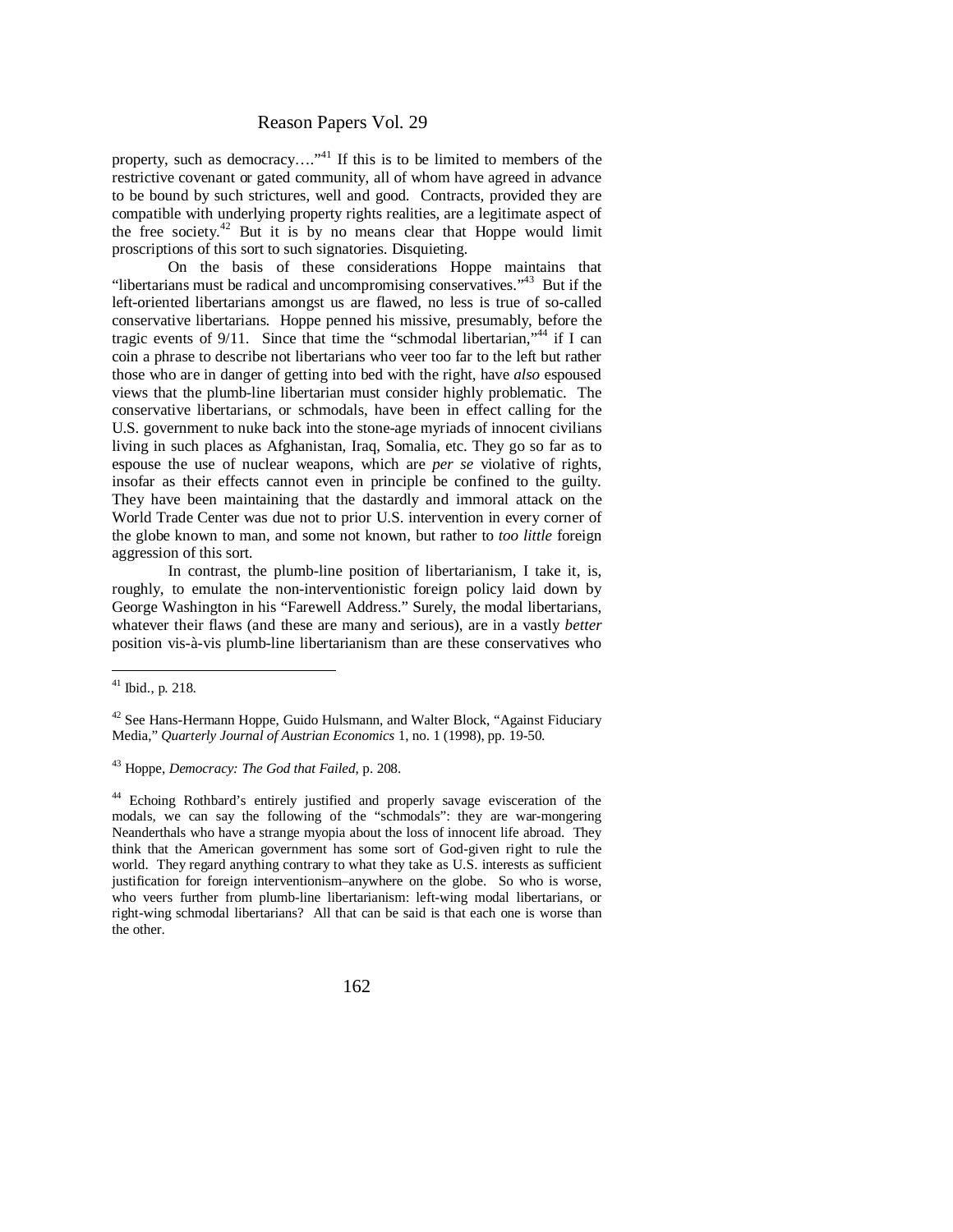property, such as democracy…."[41] If this is to be limited to members of the restrictive covenant or gated community, all of whom have agreed in advance to be bound by such strictures, well and good. Contracts, provided they are compatible with underlying property rights realities, are a legitimate aspect of the free society.[42] But it is by no means clear that Hoppe would limit proscriptions of this sort to such signatories. Disquieting.

On the basis of these considerations Hoppe maintains that "libertarians must be radical and uncompromising conservatives."[43] But if the left-oriented libertarians amongst us are flawed, no less is true of so-called conservative libertarians. Hoppe penned his missive, presumably, before the tragic events of 9/11. Since that time the "schmodal libertarian,"[44] if I can coin a phrase to describe not libertarians who veer too far to the left but rather those who are in danger of getting into bed with the right, have *also* espoused views that the plumb-line libertarian must consider highly problematic. The conservative libertarians, or schmodals, have been in effect calling for the U.S. government to nuke back into the stone-age myriads of innocent civilians living in such places as Afghanistan, Iraq, Somalia, etc. They go so far as to espouse the use of nuclear weapons, which are *per se* violative of rights, insofar as their effects cannot even in principle be confined to the guilty. They have been maintaining that the dastardly and immoral attack on the World Trade Center was due not to prior U.S. intervention in every corner of the globe known to man, and some not known, but rather to *too little* foreign aggression of this sort.

In contrast, the plumb-line position of libertarianism, I take it, is, roughly, to emulate the non-interventionistic foreign policy laid down by George Washington in his "Farewell Address." Surely, the modal libertarians, whatever their flaws (and these are many and serious), are in a vastly *better* position vis-à-vis plumb-line libertarianism than are these conservatives who

---

[41] Ibid., p. 218.

[42] See Hans-Hermann Hoppe, Guido Hulsmann, and Walter Block, "Against Fiduciary Media," *Quarterly Journal of Austrian Economics* 1, no. 1 (1998), pp. 19-50.

[43] Hoppe, *Democracy: The God that Failed*, p. 208.

[44] Echoing Rothbard's entirely justified and properly savage evisceration of the modals, we can say the following of the "schmodals": they are war-mongering Neanderthals who have a strange myopia about the loss of innocent life abroad. They think that the American government has some sort of God-given right to rule the world. They regard anything contrary to what they take as U.S. interests as sufficient justification for foreign interventionism–anywhere on the globe. So who is worse, who veers further from plumb-line libertarianism: left-wing modal libertarians, or right-wing schmodal libertarians? All that can be said is that each one is worse than the other.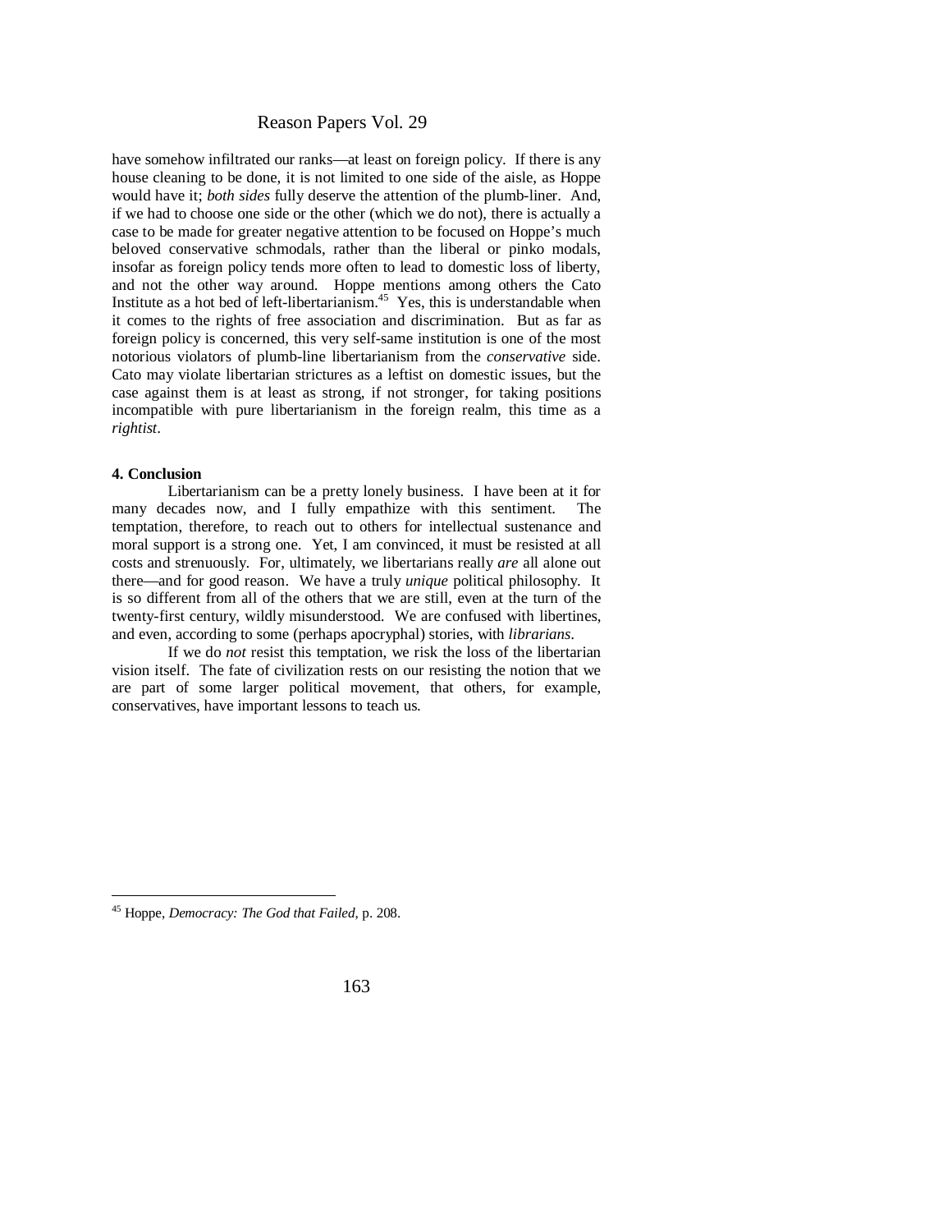have somehow infiltrated our ranks—at least on foreign policy. If there is any house cleaning to be done, it is not limited to one side of the aisle, as Hoppe would have it; *both sides* fully deserve the attention of the plumb-liner. And, if we had to choose one side or the other (which we do not), there is actually a case to be made for greater negative attention to be focused on Hoppe's much beloved conservative schmodals, rather than the liberal or pinko modals, insofar as foreign policy tends more often to lead to domestic loss of liberty, and not the other way around. Hoppe mentions among others the Cato Institute as a hot bed of left-libertarianism.[45] Yes, this is understandable when it comes to the rights of free association and discrimination. But as far as foreign policy is concerned, this very self-same institution is one of the most notorious violators of plumb-line libertarianism from the *conservative* side. Cato may violate libertarian strictures as a leftist on domestic issues, but the case against them is at least as strong, if not stronger, for taking positions incompatible with pure libertarianism in the foreign realm, this time as a *rightist*.

**4. Conclusion**

Libertarianism can be a pretty lonely business. I have been at it for many decades now, and I fully empathize with this sentiment. The temptation, therefore, to reach out to others for intellectual sustenance and moral support is a strong one. Yet, I am convinced, it must be resisted at all costs and strenuously. For, ultimately, we libertarians really *are* all alone out there—and for good reason. We have a truly *unique* political philosophy. It is so different from all of the others that we are still, even at the turn of the twenty-first century, wildly misunderstood. We are confused with libertines, and even, according to some (perhaps apocryphal) stories, with *librarians*.

If we do *not* resist this temptation, we risk the loss of the libertarian vision itself. The fate of civilization rests on our resisting the notion that we are part of some larger political movement, that others, for example, conservatives, have important lessons to teach us.

---

[45] Hoppe, *Democracy: The God that Failed*, p. 208.